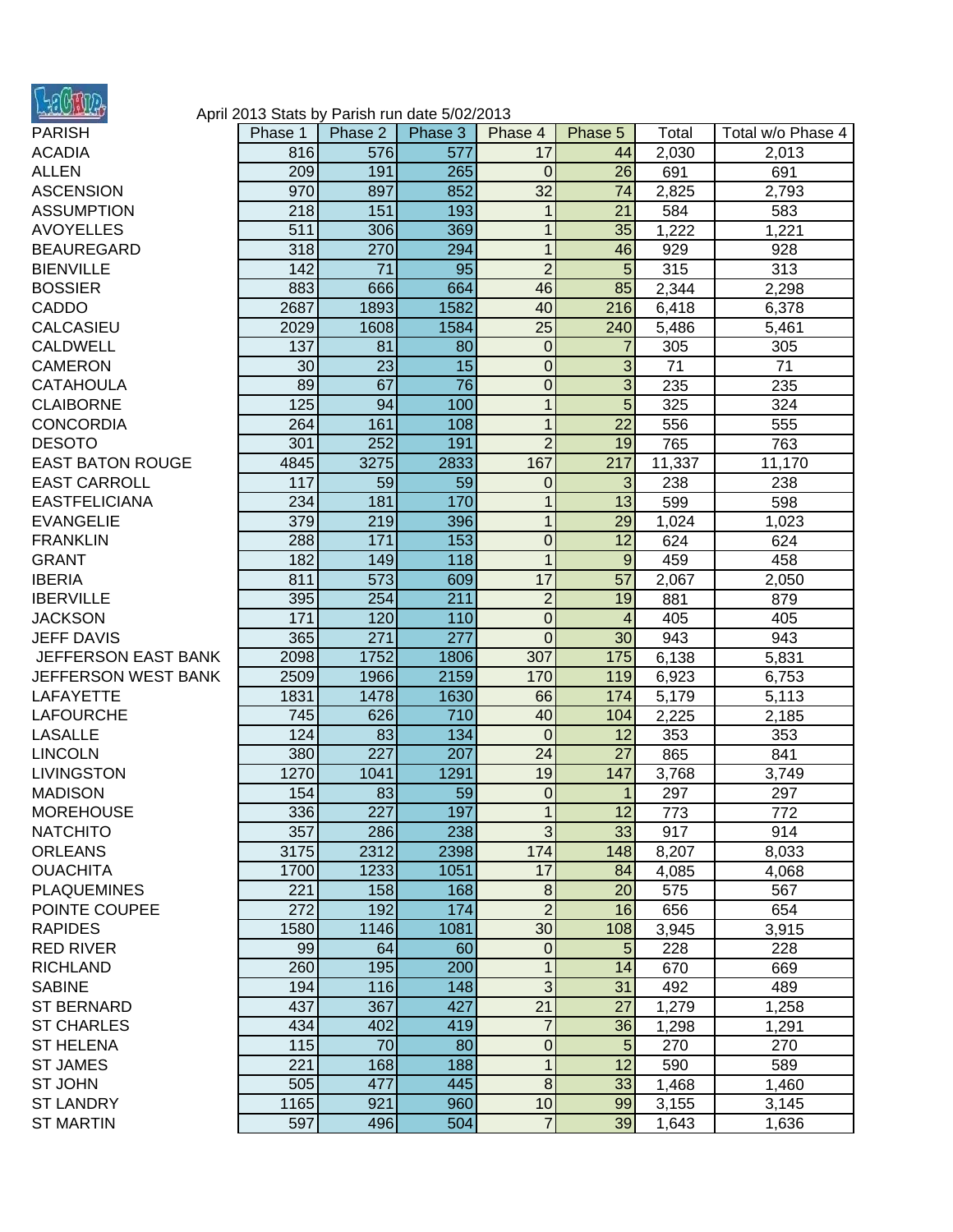April 2013 Stats by Parish run date 5/02/2013

| PARISH | Phase 1 | Phase 2 | Phase 3 | Phase 4 | Phase 5 | Total | Total w/o Phase 4 |
|---|---|---|---|---|---|---|---|
| ACADIA | 816 | 576 | 577 | 17 | 44 | 2,030 | 2,013 |
| ALLEN | 209 | 191 | 265 | 0 | 26 | 691 | 691 |
| ASCENSION | 970 | 897 | 852 | 32 | 74 | 2,825 | 2,793 |
| ASSUMPTION | 218 | 151 | 193 | 1 | 21 | 584 | 583 |
| AVOYELLES | 511 | 306 | 369 | 1 | 35 | 1,222 | 1,221 |
| BEAUREGARD | 318 | 270 | 294 | 1 | 46 | 929 | 928 |
| BIENVILLE | 142 | 71 | 95 | 2 | 5 | 315 | 313 |
| BOSSIER | 883 | 666 | 664 | 46 | 85 | 2,344 | 2,298 |
| CADDO | 2687 | 1893 | 1582 | 40 | 216 | 6,418 | 6,378 |
| CALCASIEU | 2029 | 1608 | 1584 | 25 | 240 | 5,486 | 5,461 |
| CALDWELL | 137 | 81 | 80 | 0 | 7 | 305 | 305 |
| CAMERON | 30 | 23 | 15 | 0 | 3 | 71 | 71 |
| CATAHOULA | 89 | 67 | 76 | 0 | 3 | 235 | 235 |
| CLAIBORNE | 125 | 94 | 100 | 1 | 5 | 325 | 324 |
| CONCORDIA | 264 | 161 | 108 | 1 | 22 | 556 | 555 |
| DESOTO | 301 | 252 | 191 | 2 | 19 | 765 | 763 |
| EAST BATON ROUGE | 4845 | 3275 | 2833 | 167 | 217 | 11,337 | 11,170 |
| EAST CARROLL | 117 | 59 | 59 | 0 | 3 | 238 | 238 |
| EASTFELICIANA | 234 | 181 | 170 | 1 | 13 | 599 | 598 |
| EVANGELIE | 379 | 219 | 396 | 1 | 29 | 1,024 | 1,023 |
| FRANKLIN | 288 | 171 | 153 | 0 | 12 | 624 | 624 |
| GRANT | 182 | 149 | 118 | 1 | 9 | 459 | 458 |
| IBERIA | 811 | 573 | 609 | 17 | 57 | 2,067 | 2,050 |
| IBERVILLE | 395 | 254 | 211 | 2 | 19 | 881 | 879 |
| JACKSON | 171 | 120 | 110 | 0 | 4 | 405 | 405 |
| JEFF DAVIS | 365 | 271 | 277 | 0 | 30 | 943 | 943 |
| JEFFERSON EAST BANK | 2098 | 1752 | 1806 | 307 | 175 | 6,138 | 5,831 |
| JEFFERSON WEST BANK | 2509 | 1966 | 2159 | 170 | 119 | 6,923 | 6,753 |
| LAFAYETTE | 1831 | 1478 | 1630 | 66 | 174 | 5,179 | 5,113 |
| LAFOURCHE | 745 | 626 | 710 | 40 | 104 | 2,225 | 2,185 |
| LASALLE | 124 | 83 | 134 | 0 | 12 | 353 | 353 |
| LINCOLN | 380 | 227 | 207 | 24 | 27 | 865 | 841 |
| LIVINGSTON | 1270 | 1041 | 1291 | 19 | 147 | 3,768 | 3,749 |
| MADISON | 154 | 83 | 59 | 0 | 1 | 297 | 297 |
| MOREHOUSE | 336 | 227 | 197 | 1 | 12 | 773 | 772 |
| NATCHITO | 357 | 286 | 238 | 3 | 33 | 917 | 914 |
| ORLEANS | 3175 | 2312 | 2398 | 174 | 148 | 8,207 | 8,033 |
| OUACHITA | 1700 | 1233 | 1051 | 17 | 84 | 4,085 | 4,068 |
| PLAQUEMINES | 221 | 158 | 168 | 8 | 20 | 575 | 567 |
| POINTE COUPEE | 272 | 192 | 174 | 2 | 16 | 656 | 654 |
| RAPIDES | 1580 | 1146 | 1081 | 30 | 108 | 3,945 | 3,915 |
| RED RIVER | 99 | 64 | 60 | 0 | 5 | 228 | 228 |
| RICHLAND | 260 | 195 | 200 | 1 | 14 | 670 | 669 |
| SABINE | 194 | 116 | 148 | 3 | 31 | 492 | 489 |
| ST BERNARD | 437 | 367 | 427 | 21 | 27 | 1,279 | 1,258 |
| ST CHARLES | 434 | 402 | 419 | 7 | 36 | 1,298 | 1,291 |
| ST HELENA | 115 | 70 | 80 | 0 | 5 | 270 | 270 |
| ST JAMES | 221 | 168 | 188 | 1 | 12 | 590 | 589 |
| ST JOHN | 505 | 477 | 445 | 8 | 33 | 1,468 | 1,460 |
| ST LANDRY | 1165 | 921 | 960 | 10 | 99 | 3,155 | 3,145 |
| ST MARTIN | 597 | 496 | 504 | 7 | 39 | 1,643 | 1,636 |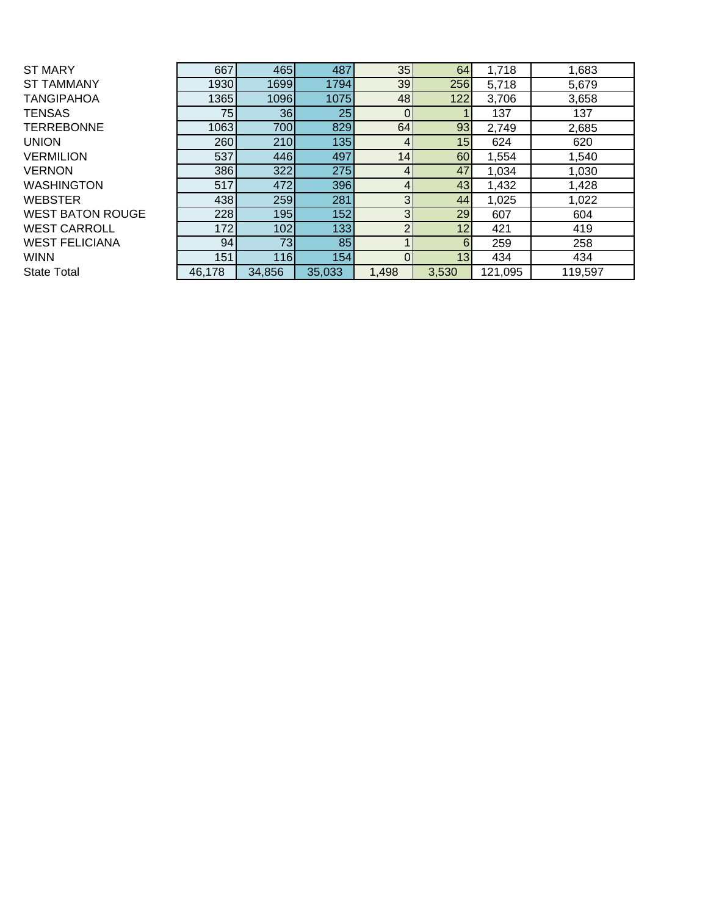| | | | | | | | |
|---|---|---|---|---|---|---|---|
| ST MARY | 667 | 465 | 487 | 35 | 64 | 1,718 | 1,683 |
| ST TAMMANY | 1930 | 1699 | 1794 | 39 | 256 | 5,718 | 5,679 |
| TANGIPAHOA | 1365 | 1096 | 1075 | 48 | 122 | 3,706 | 3,658 |
| TENSAS | 75 | 36 | 25 | 0 | 1 | 137 | 137 |
| TERREBONNE | 1063 | 700 | 829 | 64 | 93 | 2,749 | 2,685 |
| UNION | 260 | 210 | 135 | 4 | 15 | 624 | 620 |
| VERMILION | 537 | 446 | 497 | 14 | 60 | 1,554 | 1,540 |
| VERNON | 386 | 322 | 275 | 4 | 47 | 1,034 | 1,030 |
| WASHINGTON | 517 | 472 | 396 | 4 | 43 | 1,432 | 1,428 |
| WEBSTER | 438 | 259 | 281 | 3 | 44 | 1,025 | 1,022 |
| WEST BATON ROUGE | 228 | 195 | 152 | 3 | 29 | 607 | 604 |
| WEST CARROLL | 172 | 102 | 133 | 2 | 12 | 421 | 419 |
| WEST FELICIANA | 94 | 73 | 85 | 1 | 6 | 259 | 258 |
| WINN | 151 | 116 | 154 | 0 | 13 | 434 | 434 |
| State Total | 46,178 | 34,856 | 35,033 | 1,498 | 3,530 | 121,095 | 119,597 |